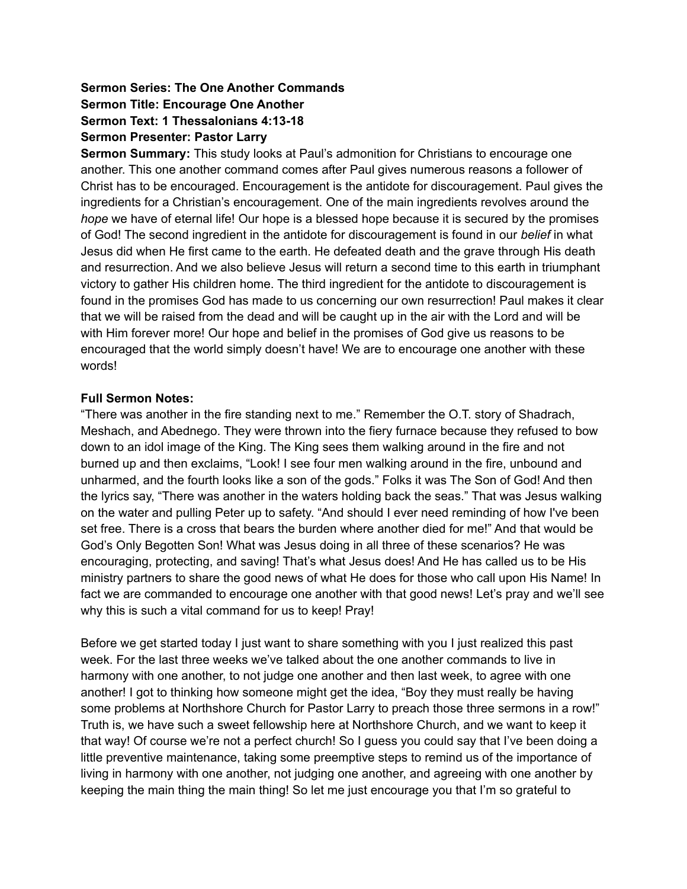**Sermon Series: The One Another Commands**
**Sermon Title: Encourage One Another**
**Sermon Text: 1 Thessalonians 4:13-18**
**Sermon Presenter: Pastor Larry**

**Sermon Summary:** This study looks at Paul's admonition for Christians to encourage one another. This one another command comes after Paul gives numerous reasons a follower of Christ has to be encouraged. Encouragement is the antidote for discouragement. Paul gives the ingredients for a Christian's encouragement. One of the main ingredients revolves around the *hope* we have of eternal life! Our hope is a blessed hope because it is secured by the promises of God! The second ingredient in the antidote for discouragement is found in our *belief* in what Jesus did when He first came to the earth. He defeated death and the grave through His death and resurrection. And we also believe Jesus will return a second time to this earth in triumphant victory to gather His children home. The third ingredient for the antidote to discouragement is found in the promises God has made to us concerning our own resurrection! Paul makes it clear that we will be raised from the dead and will be caught up in the air with the Lord and will be with Him forever more! Our hope and belief in the promises of God give us reasons to be encouraged that the world simply doesn't have! We are to encourage one another with these words!

**Full Sermon Notes:**

"There was another in the fire standing next to me." Remember the O.T. story of Shadrach, Meshach, and Abednego. They were thrown into the fiery furnace because they refused to bow down to an idol image of the King. The King sees them walking around in the fire and not burned up and then exclaims, "Look! I see four men walking around in the fire, unbound and unharmed, and the fourth looks like a son of the gods." Folks it was The Son of God! And then the lyrics say, "There was another in the waters holding back the seas." That was Jesus walking on the water and pulling Peter up to safety. "And should I ever need reminding of how I've been set free. There is a cross that bears the burden where another died for me!" And that would be God's Only Begotten Son! What was Jesus doing in all three of these scenarios? He was encouraging, protecting, and saving! That's what Jesus does! And He has called us to be His ministry partners to share the good news of what He does for those who call upon His Name! In fact we are commanded to encourage one another with that good news! Let's pray and we'll see why this is such a vital command for us to keep! Pray!

Before we get started today I just want to share something with you I just realized this past week. For the last three weeks we've talked about the one another commands to live in harmony with one another, to not judge one another and then last week, to agree with one another! I got to thinking how someone might get the idea, "Boy they must really be having some problems at Northshore Church for Pastor Larry to preach those three sermons in a row!" Truth is, we have such a sweet fellowship here at Northshore Church, and we want to keep it that way! Of course we're not a perfect church! So I guess you could say that I've been doing a little preventive maintenance, taking some preemptive steps to remind us of the importance of living in harmony with one another, not judging one another, and agreeing with one another by keeping the main thing the main thing! So let me just encourage you that I'm so grateful to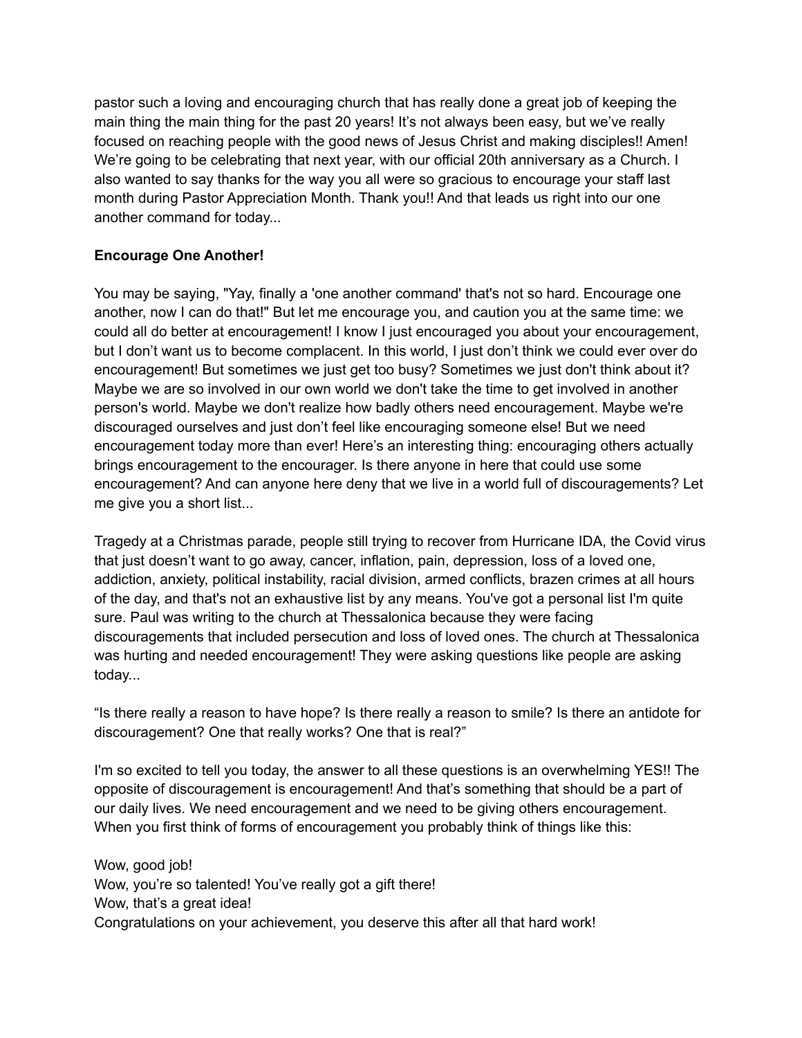pastor such a loving and encouraging church that has really done a great job of keeping the main thing the main thing for the past 20 years! It's not always been easy, but we've really focused on reaching people with the good news of Jesus Christ and making disciples!! Amen! We're going to be celebrating that next year, with our official 20th anniversary as a Church. I also wanted to say thanks for the way you all were so gracious to encourage your staff last month during Pastor Appreciation Month. Thank you!! And that leads us right into our one another command for today...

**Encourage One Another!**

You may be saying, "Yay, finally a 'one another command' that's not so hard. Encourage one another, now I can do that!" But let me encourage you, and caution you at the same time: we could all do better at encouragement! I know I just encouraged you about your encouragement, but I don't want us to become complacent. In this world, I just don't think we could ever over do encouragement! But sometimes we just get too busy? Sometimes we just don't think about it? Maybe we are so involved in our own world we don't take the time to get involved in another person's world. Maybe we don't realize how badly others need encouragement. Maybe we're discouraged ourselves and just don't feel like encouraging someone else! But we need encouragement today more than ever! Here's an interesting thing: encouraging others actually brings encouragement to the encourager. Is there anyone in here that could use some encouragement? And can anyone here deny that we live in a world full of discouragements? Let me give you a short list...

Tragedy at a Christmas parade, people still trying to recover from Hurricane IDA, the Covid virus that just doesn't want to go away, cancer, inflation, pain, depression, loss of a loved one, addiction, anxiety, political instability, racial division, armed conflicts, brazen crimes at all hours of the day, and that's not an exhaustive list by any means. You've got a personal list I'm quite sure. Paul was writing to the church at Thessalonica because they were facing discouragements that included persecution and loss of loved ones. The church at Thessalonica was hurting and needed encouragement! They were asking questions like people are asking today...

"Is there really a reason to have hope? Is there really a reason to smile? Is there an antidote for discouragement? One that really works? One that is real?"

I'm so excited to tell you today, the answer to all these questions is an overwhelming YES!! The opposite of discouragement is encouragement! And that's something that should be a part of our daily lives. We need encouragement and we need to be giving others encouragement. When you first think of forms of encouragement you probably think of things like this:

Wow, good job!
Wow, you're so talented! You've really got a gift there!
Wow, that's a great idea!
Congratulations on your achievement, you deserve this after all that hard work!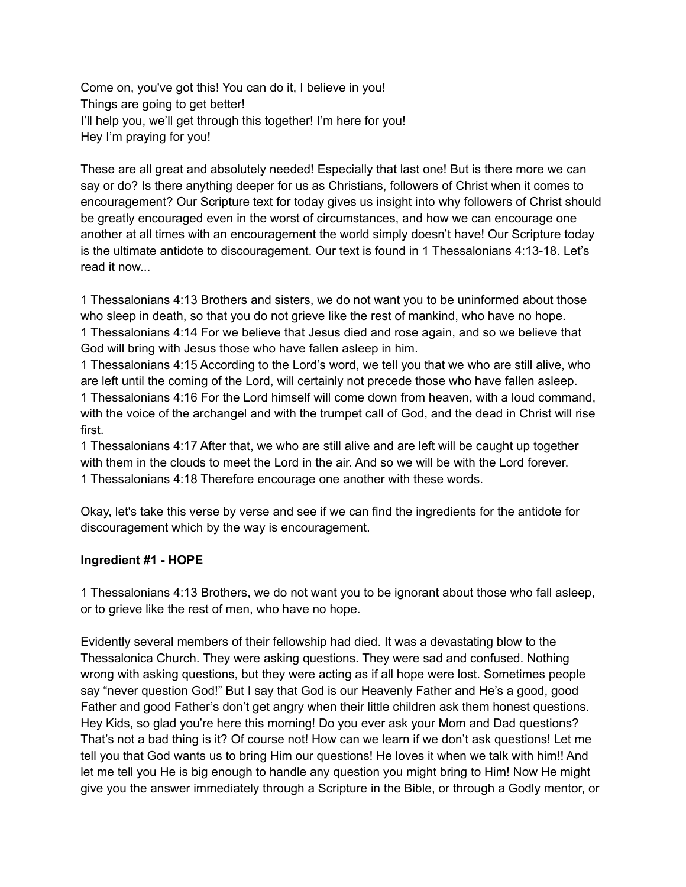Come on, you've got this! You can do it, I believe in you!
Things are going to get better!
I'll help you, we'll get through this together! I'm here for you!
Hey I'm praying for you!

These are all great and absolutely needed! Especially that last one! But is there more we can say or do? Is there anything deeper for us as Christians, followers of Christ when it comes to encouragement? Our Scripture text for today gives us insight into why followers of Christ should be greatly encouraged even in the worst of circumstances, and how we can encourage one another at all times with an encouragement the world simply doesn't have! Our Scripture today is the ultimate antidote to discouragement. Our text is found in 1 Thessalonians 4:13-18. Let's read it now...

1 Thessalonians 4:13 Brothers and sisters, we do not want you to be uninformed about those who sleep in death, so that you do not grieve like the rest of mankind, who have no hope.
1 Thessalonians 4:14 For we believe that Jesus died and rose again, and so we believe that God will bring with Jesus those who have fallen asleep in him.
1 Thessalonians 4:15 According to the Lord's word, we tell you that we who are still alive, who are left until the coming of the Lord, will certainly not precede those who have fallen asleep.
1 Thessalonians 4:16 For the Lord himself will come down from heaven, with a loud command, with the voice of the archangel and with the trumpet call of God, and the dead in Christ will rise first.
1 Thessalonians 4:17 After that, we who are still alive and are left will be caught up together with them in the clouds to meet the Lord in the air. And so we will be with the Lord forever.
1 Thessalonians 4:18 Therefore encourage one another with these words.

Okay, let's take this verse by verse and see if we can find the ingredients for the antidote for discouragement which by the way is encouragement.

**Ingredient #1 - HOPE**

1 Thessalonians 4:13 Brothers, we do not want you to be ignorant about those who fall asleep, or to grieve like the rest of men, who have no hope.

Evidently several members of their fellowship had died. It was a devastating blow to the Thessalonica Church. They were asking questions. They were sad and confused. Nothing wrong with asking questions, but they were acting as if all hope were lost. Sometimes people say "never question God!" But I say that God is our Heavenly Father and He's a good, good Father and good Father's don't get angry when their little children ask them honest questions. Hey Kids, so glad you're here this morning! Do you ever ask your Mom and Dad questions? That's not a bad thing is it? Of course not! How can we learn if we don't ask questions! Let me tell you that God wants us to bring Him our questions! He loves it when we talk with him!! And let me tell you He is big enough to handle any question you might bring to Him! Now He might give you the answer immediately through a Scripture in the Bible, or through a Godly mentor, or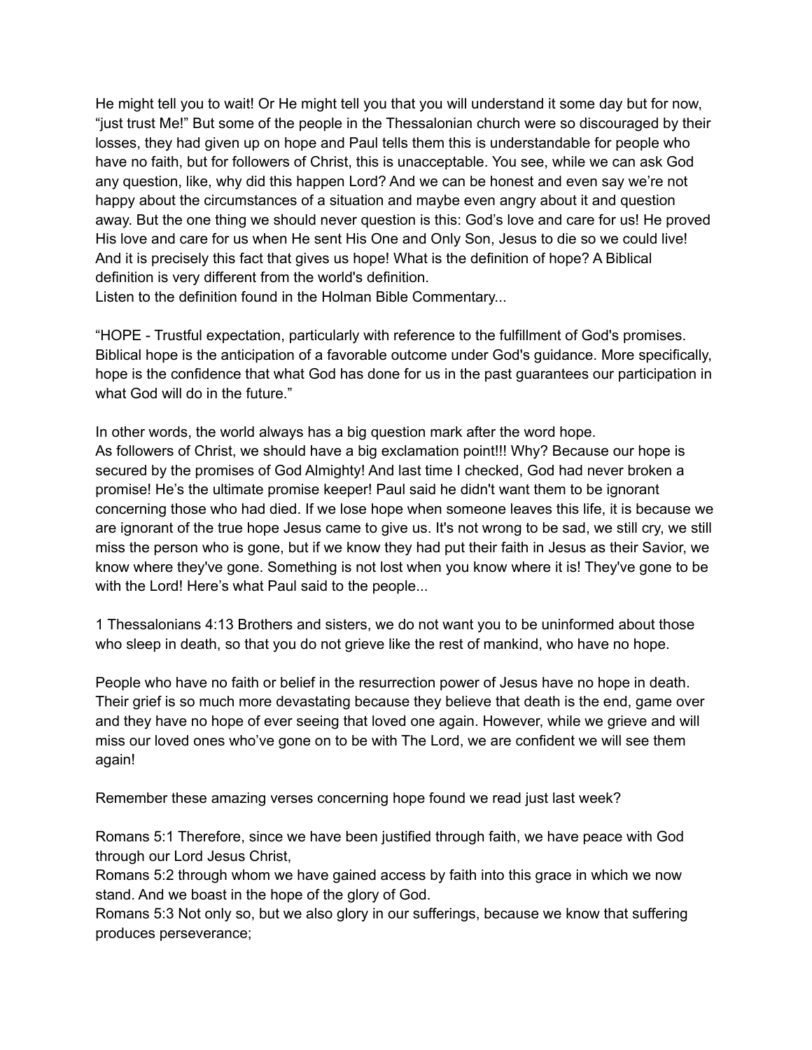He might tell you to wait! Or He might tell you that you will understand it some day but for now, "just trust Me!" But some of the people in the Thessalonian church were so discouraged by their losses, they had given up on hope and Paul tells them this is understandable for people who have no faith, but for followers of Christ, this is unacceptable. You see, while we can ask God any question, like, why did this happen Lord? And we can be honest and even say we're not happy about the circumstances of a situation and maybe even angry about it and question away. But the one thing we should never question is this: God's love and care for us! He proved His love and care for us when He sent His One and Only Son, Jesus to die so we could live! And it is precisely this fact that gives us hope! What is the definition of hope? A Biblical definition is very different from the world's definition.
Listen to the definition found in the Holman Bible Commentary...

"HOPE - Trustful expectation, particularly with reference to the fulfillment of God's promises. Biblical hope is the anticipation of a favorable outcome under God's guidance. More specifically, hope is the confidence that what God has done for us in the past guarantees our participation in what God will do in the future."

In other words, the world always has a big question mark after the word hope.
As followers of Christ, we should have a big exclamation point!!! Why? Because our hope is secured by the promises of God Almighty! And last time I checked, God had never broken a promise! He's the ultimate promise keeper! Paul said he didn't want them to be ignorant concerning those who had died. If we lose hope when someone leaves this life, it is because we are ignorant of the true hope Jesus came to give us. It's not wrong to be sad, we still cry, we still miss the person who is gone, but if we know they had put their faith in Jesus as their Savior, we know where they've gone. Something is not lost when you know where it is! They've gone to be with the Lord! Here's what Paul said to the people...

1 Thessalonians 4:13 Brothers and sisters, we do not want you to be uninformed about those who sleep in death, so that you do not grieve like the rest of mankind, who have no hope.

People who have no faith or belief in the resurrection power of Jesus have no hope in death. Their grief is so much more devastating because they believe that death is the end, game over and they have no hope of ever seeing that loved one again. However, while we grieve and will miss our loved ones who've gone on to be with The Lord, we are confident we will see them again!

Remember these amazing verses concerning hope found we read just last week?

Romans 5:1 Therefore, since we have been justified through faith, we have peace with God through our Lord Jesus Christ,
Romans 5:2 through whom we have gained access by faith into this grace in which we now stand. And we boast in the hope of the glory of God.
Romans 5:3 Not only so, but we also glory in our sufferings, because we know that suffering produces perseverance;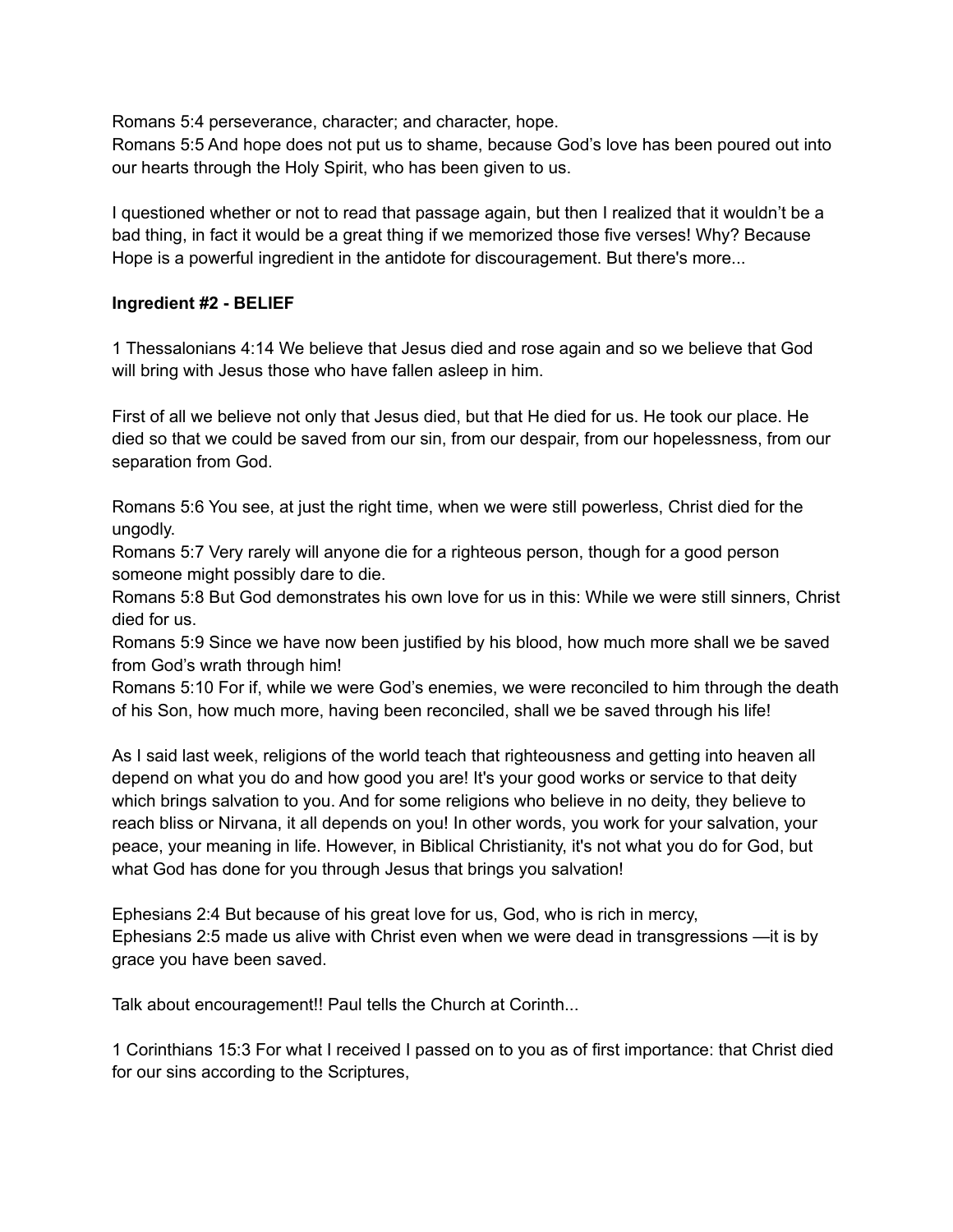Romans 5:4 perseverance, character; and character, hope.
Romans 5:5 And hope does not put us to shame, because God's love has been poured out into our hearts through the Holy Spirit, who has been given to us.

I questioned whether or not to read that passage again, but then I realized that it wouldn't be a bad thing, in fact it would be a great thing if we memorized those five verses! Why? Because Hope is a powerful ingredient in the antidote for discouragement. But there's more...

**Ingredient #2 - BELIEF**

1 Thessalonians 4:14 We believe that Jesus died and rose again and so we believe that God will bring with Jesus those who have fallen asleep in him.

First of all we believe not only that Jesus died, but that He died for us. He took our place. He died so that we could be saved from our sin, from our despair, from our hopelessness, from our separation from God.

Romans 5:6 You see, at just the right time, when we were still powerless, Christ died for the ungodly.
Romans 5:7 Very rarely will anyone die for a righteous person, though for a good person someone might possibly dare to die.
Romans 5:8 But God demonstrates his own love for us in this: While we were still sinners, Christ died for us.
Romans 5:9 Since we have now been justified by his blood, how much more shall we be saved from God's wrath through him!
Romans 5:10 For if, while we were God's enemies, we were reconciled to him through the death of his Son, how much more, having been reconciled, shall we be saved through his life!

As I said last week, religions of the world teach that righteousness and getting into heaven all depend on what you do and how good you are! It's your good works or service to that deity which brings salvation to you. And for some religions who believe in no deity, they believe to reach bliss or Nirvana, it all depends on you! In other words, you work for your salvation, your peace, your meaning in life. However, in Biblical Christianity, it's not what you do for God, but what God has done for you through Jesus that brings you salvation!

Ephesians 2:4 But because of his great love for us, God, who is rich in mercy,
Ephesians 2:5 made us alive with Christ even when we were dead in transgressions —it is by grace you have been saved.

Talk about encouragement!! Paul tells the Church at Corinth...

1 Corinthians 15:3 For what I received I passed on to you as of first importance: that Christ died for our sins according to the Scriptures,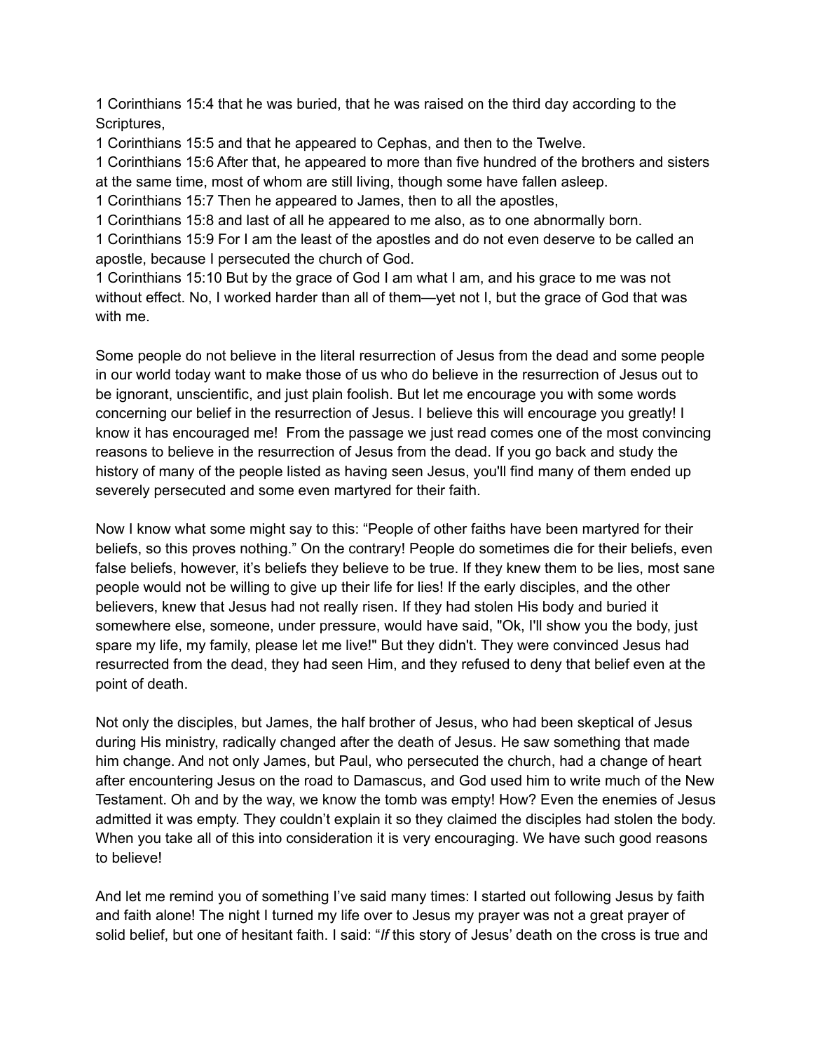1 Corinthians 15:4 that he was buried, that he was raised on the third day according to the Scriptures,
1 Corinthians 15:5 and that he appeared to Cephas, and then to the Twelve.
1 Corinthians 15:6 After that, he appeared to more than five hundred of the brothers and sisters at the same time, most of whom are still living, though some have fallen asleep.
1 Corinthians 15:7 Then he appeared to James, then to all the apostles,
1 Corinthians 15:8 and last of all he appeared to me also, as to one abnormally born.
1 Corinthians 15:9 For I am the least of the apostles and do not even deserve to be called an apostle, because I persecuted the church of God.
1 Corinthians 15:10 But by the grace of God I am what I am, and his grace to me was not without effect. No, I worked harder than all of them—yet not I, but the grace of God that was with me.

Some people do not believe in the literal resurrection of Jesus from the dead and some people in our world today want to make those of us who do believe in the resurrection of Jesus out to be ignorant, unscientific, and just plain foolish. But let me encourage you with some words concerning our belief in the resurrection of Jesus. I believe this will encourage you greatly! I know it has encouraged me! From the passage we just read comes one of the most convincing reasons to believe in the resurrection of Jesus from the dead. If you go back and study the history of many of the people listed as having seen Jesus, you'll find many of them ended up severely persecuted and some even martyred for their faith.

Now I know what some might say to this: “People of other faiths have been martyred for their beliefs, so this proves nothing.” On the contrary! People do sometimes die for their beliefs, even false beliefs, however, it’s beliefs they believe to be true. If they knew them to be lies, most sane people would not be willing to give up their life for lies! If the early disciples, and the other believers, knew that Jesus had not really risen. If they had stolen His body and buried it somewhere else, someone, under pressure, would have said, "Ok, I'll show you the body, just spare my life, my family, please let me live!" But they didn't. They were convinced Jesus had resurrected from the dead, they had seen Him, and they refused to deny that belief even at the point of death.

Not only the disciples, but James, the half brother of Jesus, who had been skeptical of Jesus during His ministry, radically changed after the death of Jesus. He saw something that made him change. And not only James, but Paul, who persecuted the church, had a change of heart after encountering Jesus on the road to Damascus, and God used him to write much of the New Testament. Oh and by the way, we know the tomb was empty! How? Even the enemies of Jesus admitted it was empty. They couldn’t explain it so they claimed the disciples had stolen the body. When you take all of this into consideration it is very encouraging. We have such good reasons to believe!

And let me remind you of something I’ve said many times: I started out following Jesus by faith and faith alone! The night I turned my life over to Jesus my prayer was not a great prayer of solid belief, but one of hesitant faith. I said: “*If* this story of Jesus’ death on the cross is true and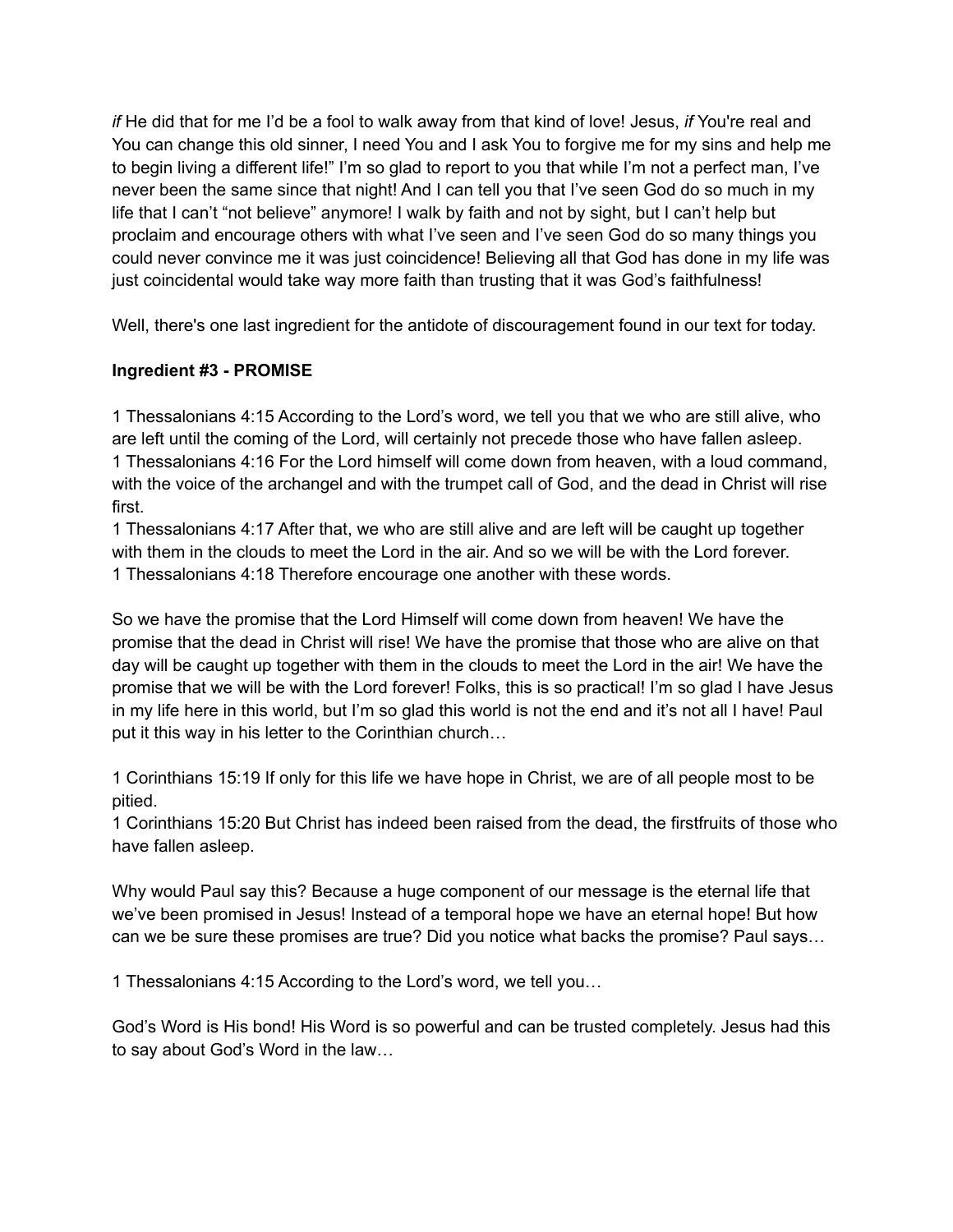*if* He did that for me I'd be a fool to walk away from that kind of love! Jesus, *if* You're real and You can change this old sinner, I need You and I ask You to forgive me for my sins and help me to begin living a different life!" I'm so glad to report to you that while I'm not a perfect man, I've never been the same since that night! And I can tell you that I've seen God do so much in my life that I can't "not believe" anymore! I walk by faith and not by sight, but I can't help but proclaim and encourage others with what I've seen and I've seen God do so many things you could never convince me it was just coincidence! Believing all that God has done in my life was just coincidental would take way more faith than trusting that it was God's faithfulness!

Well, there's one last ingredient for the antidote of discouragement found in our text for today.

**Ingredient #3 - PROMISE**

1 Thessalonians 4:15 According to the Lord's word, we tell you that we who are still alive, who are left until the coming of the Lord, will certainly not precede those who have fallen asleep.
1 Thessalonians 4:16 For the Lord himself will come down from heaven, with a loud command, with the voice of the archangel and with the trumpet call of God, and the dead in Christ will rise first.
1 Thessalonians 4:17 After that, we who are still alive and are left will be caught up together with them in the clouds to meet the Lord in the air. And so we will be with the Lord forever.
1 Thessalonians 4:18 Therefore encourage one another with these words.

So we have the promise that the Lord Himself will come down from heaven! We have the promise that the dead in Christ will rise! We have the promise that those who are alive on that day will be caught up together with them in the clouds to meet the Lord in the air! We have the promise that we will be with the Lord forever! Folks, this is so practical! I'm so glad I have Jesus in my life here in this world, but I'm so glad this world is not the end and it's not all I have! Paul put it this way in his letter to the Corinthian church…

1 Corinthians 15:19 If only for this life we have hope in Christ, we are of all people most to be pitied.
1 Corinthians 15:20 But Christ has indeed been raised from the dead, the firstfruits of those who have fallen asleep.

Why would Paul say this? Because a huge component of our message is the eternal life that we've been promised in Jesus! Instead of a temporal hope we have an eternal hope! But how can we be sure these promises are true? Did you notice what backs the promise? Paul says…

1 Thessalonians 4:15 According to the Lord's word, we tell you…

God's Word is His bond! His Word is so powerful and can be trusted completely. Jesus had this to say about God's Word in the law…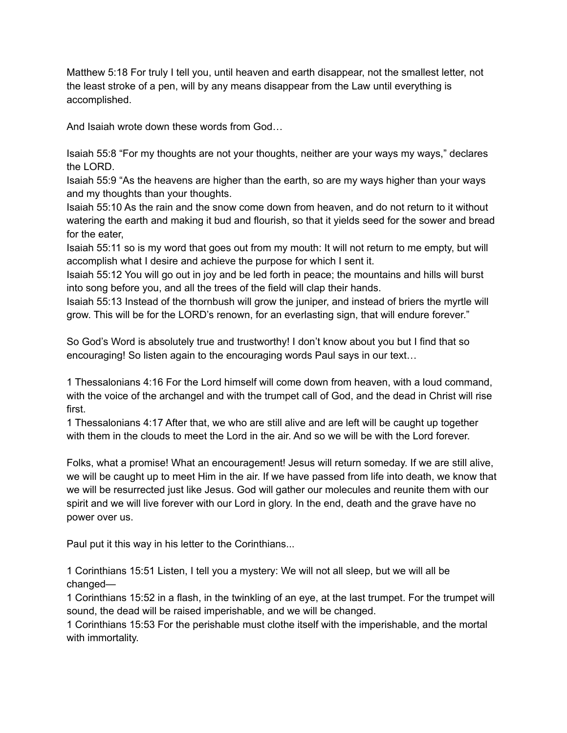Matthew 5:18 For truly I tell you, until heaven and earth disappear, not the smallest letter, not the least stroke of a pen, will by any means disappear from the Law until everything is accomplished.

And Isaiah wrote down these words from God…

Isaiah 55:8 "For my thoughts are not your thoughts, neither are your ways my ways," declares the LORD.
Isaiah 55:9 "As the heavens are higher than the earth, so are my ways higher than your ways and my thoughts than your thoughts.
Isaiah 55:10 As the rain and the snow come down from heaven, and do not return to it without watering the earth and making it bud and flourish, so that it yields seed for the sower and bread for the eater,
Isaiah 55:11 so is my word that goes out from my mouth: It will not return to me empty, but will accomplish what I desire and achieve the purpose for which I sent it.
Isaiah 55:12 You will go out in joy and be led forth in peace; the mountains and hills will burst into song before you, and all the trees of the field will clap their hands.
Isaiah 55:13 Instead of the thornbush will grow the juniper, and instead of briers the myrtle will grow. This will be for the LORD's renown, for an everlasting sign, that will endure forever."

So God's Word is absolutely true and trustworthy! I don't know about you but I find that so encouraging! So listen again to the encouraging words Paul says in our text…

1 Thessalonians 4:16 For the Lord himself will come down from heaven, with a loud command, with the voice of the archangel and with the trumpet call of God, and the dead in Christ will rise first.
1 Thessalonians 4:17 After that, we who are still alive and are left will be caught up together with them in the clouds to meet the Lord in the air. And so we will be with the Lord forever.

Folks, what a promise! What an encouragement! Jesus will return someday. If we are still alive, we will be caught up to meet Him in the air. If we have passed from life into death, we know that we will be resurrected just like Jesus. God will gather our molecules and reunite them with our spirit and we will live forever with our Lord in glory. In the end, death and the grave have no power over us.

Paul put it this way in his letter to the Corinthians...

1 Corinthians 15:51 Listen, I tell you a mystery: We will not all sleep, but we will all be changed—
1 Corinthians 15:52 in a flash, in the twinkling of an eye, at the last trumpet. For the trumpet will sound, the dead will be raised imperishable, and we will be changed.
1 Corinthians 15:53 For the perishable must clothe itself with the imperishable, and the mortal with immortality.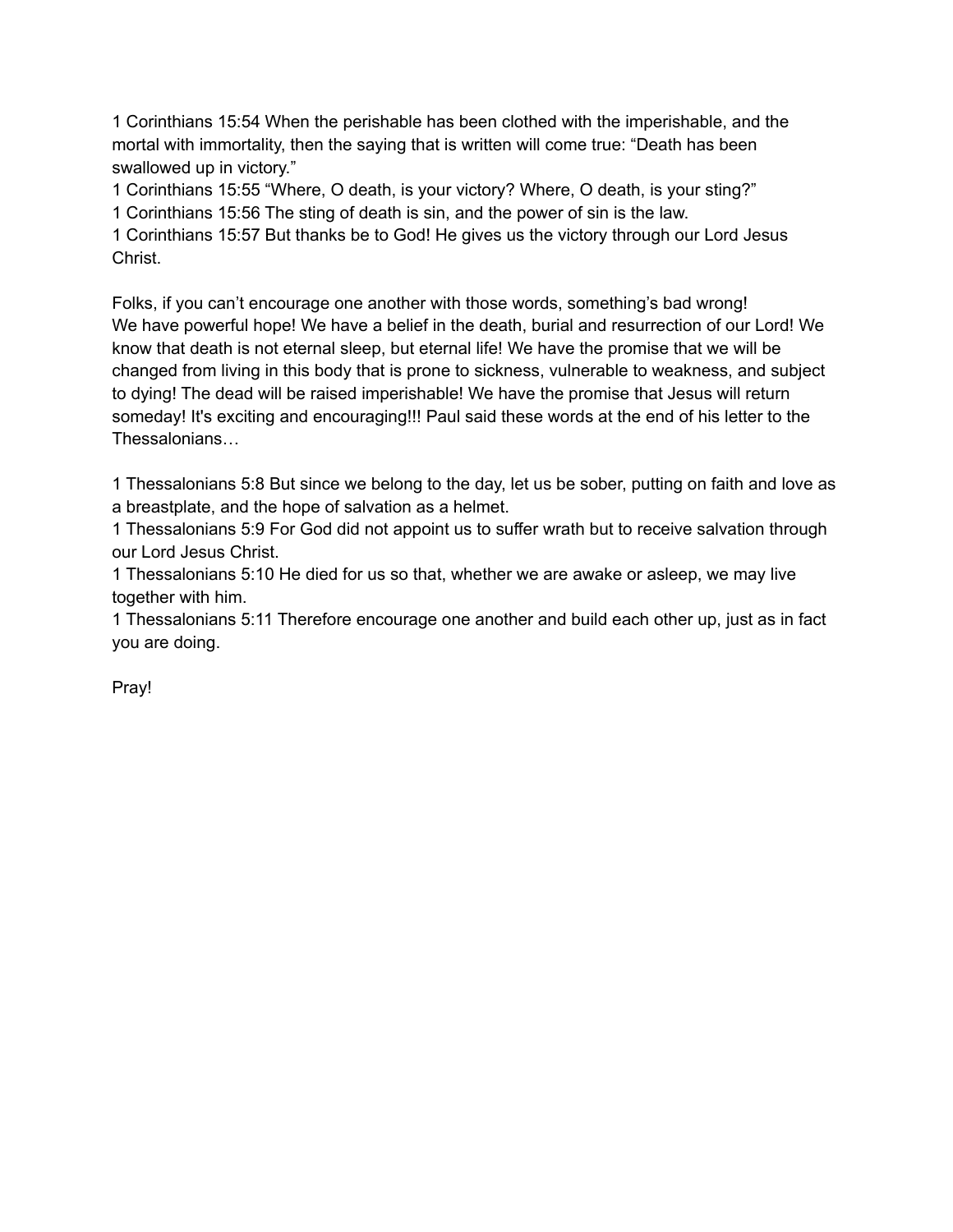1 Corinthians 15:54 When the perishable has been clothed with the imperishable, and the mortal with immortality, then the saying that is written will come true: “Death has been swallowed up in victory.”
1 Corinthians 15:55 “Where, O death, is your victory? Where, O death, is your sting?”
1 Corinthians 15:56 The sting of death is sin, and the power of sin is the law.
1 Corinthians 15:57 But thanks be to God! He gives us the victory through our Lord Jesus Christ.

Folks, if you can’t encourage one another with those words, something’s bad wrong!
We have powerful hope! We have a belief in the death, burial and resurrection of our Lord! We know that death is not eternal sleep, but eternal life! We have the promise that we will be changed from living in this body that is prone to sickness, vulnerable to weakness, and subject to dying! The dead will be raised imperishable! We have the promise that Jesus will return someday! It's exciting and encouraging!!! Paul said these words at the end of his letter to the Thessalonians…

1 Thessalonians 5:8 But since we belong to the day, let us be sober, putting on faith and love as a breastplate, and the hope of salvation as a helmet.
1 Thessalonians 5:9 For God did not appoint us to suffer wrath but to receive salvation through our Lord Jesus Christ.
1 Thessalonians 5:10 He died for us so that, whether we are awake or asleep, we may live together with him.
1 Thessalonians 5:11 Therefore encourage one another and build each other up, just as in fact you are doing.

Pray!